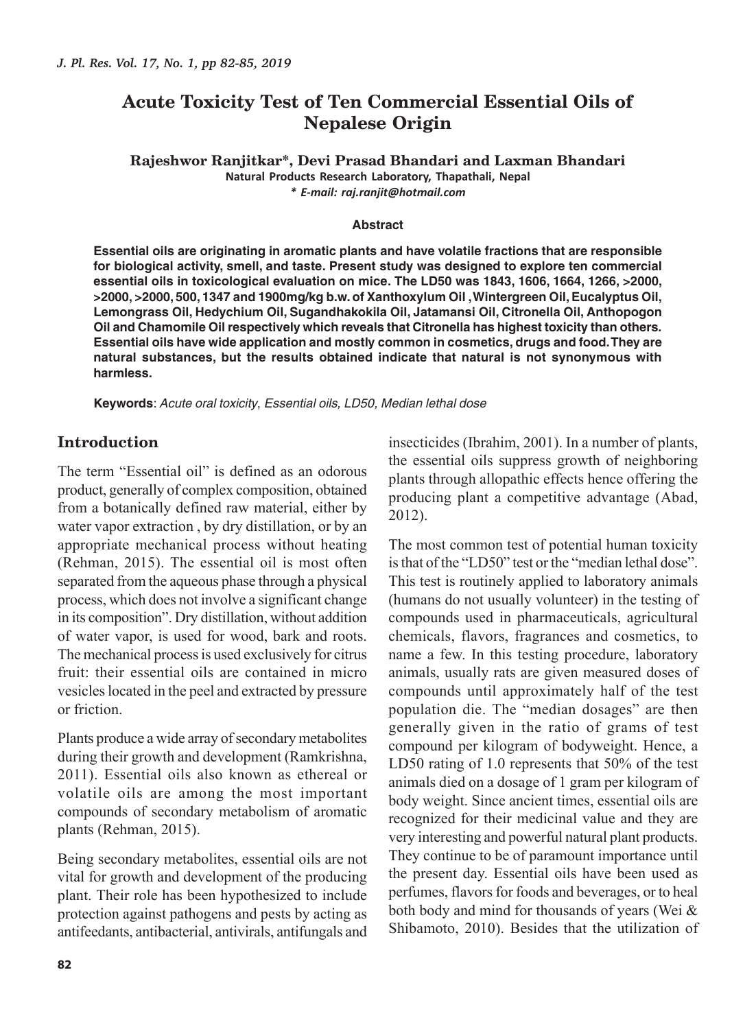# Acute Toxicity Test of Ten Commercial Essential Oils of Nepalese Origin

**Rajeshwor Ranjitkar*, Devi Prasad Bhandari and Laxman Bhandari**

Natural Products Research Laboratory, Thapathali, Nepal

*\* E-mail: raj.ranjit@hotmail.com*

#### Abstract

**Essential oils are originating in aromatic plants and have volatile fractions that are responsible for biological activity, smell, and taste. Present study was designed to explore ten commercial essential oils in toxicological evaluation on mice. The LD50 was 1843, 1606, 1664, 1266, >2000, >2000, >2000, 500, 1347 and 1900mg/kg b.w. of Xanthoxylum Oil , Wintergreen Oil, Eucalyptus Oil, Lemongrass Oil, Hedychium Oil, Sugandhakokila Oil, Jatamansi Oil, Citronella Oil, Anthopogon Oil and Chamomile Oil respectively which reveals that Citronella has highest toxicity than others. Essential oils have wide application and mostly common in cosmetics, drugs and food. They are natural substances, but the results obtained indicate that natural is not synonymous with harmless.**

**Keywords**: *Acute oral toxicity, Essential oils, LD50, Median lethal dose*

## Introduction

The term "Essential oil" is defined as an odorous product, generally of complex composition, obtained from a botanically defined raw material, either by water vapor extraction , by dry distillation, or by an appropriate mechanical process without heating (Rehman, 2015). The essential oil is most often separated from the aqueous phase through a physical process, which does not involve a significant change in its composition". Dry distillation, without addition of water vapor, is used for wood, bark and roots. The mechanical process is used exclusively for citrus fruit: their essential oils are contained in micro vesicles located in the peel and extracted by pressure or friction.

Plants produce a wide array of secondary metabolites during their growth and development (Ramkrishna, 2011). Essential oils also known as ethereal or volatile oils are among the most important compounds of secondary metabolism of aromatic plants (Rehman, 2015).

Being secondary metabolites, essential oils are not vital for growth and development of the producing plant. Their role has been hypothesized to include protection against pathogens and pests by acting as antifeedants, antibacterial, antivirals, antifungals and insecticides (Ibrahim, 2001). In a number of plants, the essential oils suppress growth of neighboring plants through allopathic effects hence offering the producing plant a competitive advantage (Abad, 2012).

The most common test of potential human toxicity is that of the "LD50" test or the "median lethal dose". This test is routinely applied to laboratory animals (humans do not usually volunteer) in the testing of compounds used in pharmaceuticals, agricultural chemicals, flavors, fragrances and cosmetics, to name a few. In this testing procedure, laboratory animals, usually rats are given measured doses of compounds until approximately half of the test population die. The "median dosages" are then generally given in the ratio of grams of test compound per kilogram of bodyweight. Hence, a LD50 rating of 1.0 represents that 50% of the test animals died on a dosage of 1 gram per kilogram of body weight. Since ancient times, essential oils are recognized for their medicinal value and they are very interesting and powerful natural plant products. They continue to be of paramount importance until the present day. Essential oils have been used as perfumes, flavors for foods and beverages, or to heal both body and mind for thousands of years (Wei & Shibamoto, 2010). Besides that the utilization of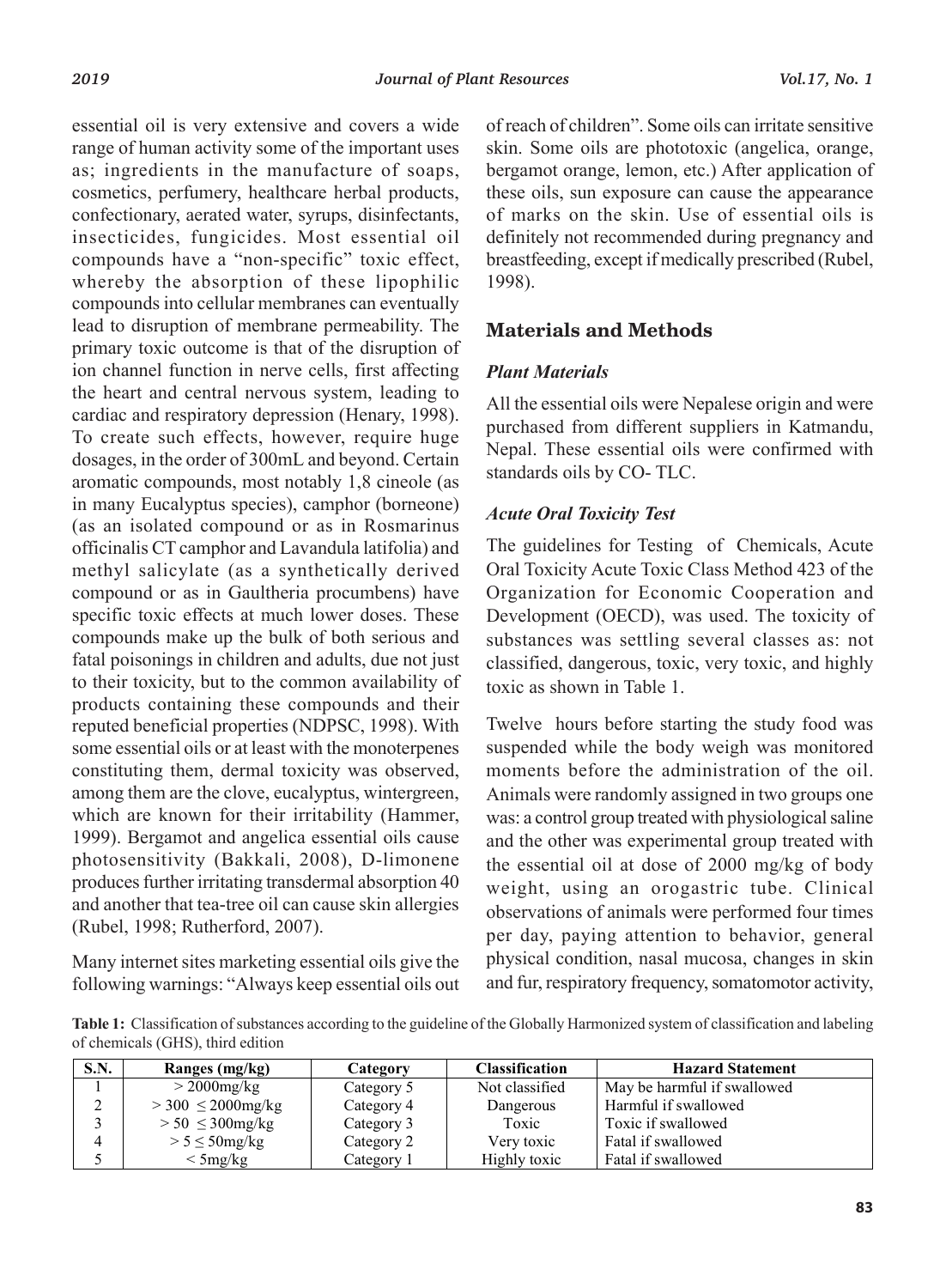essential oil is very extensive and covers a wide range of human activity some of the important uses as; ingredients in the manufacture of soaps, cosmetics, perfumery, healthcare herbal products, confectionary, aerated water, syrups, disinfectants, insecticides, fungicides. Most essential oil compounds have a "non-specific" toxic effect, whereby the absorption of these lipophilic compounds into cellular membranes can eventually lead to disruption of membrane permeability. The primary toxic outcome is that of the disruption of ion channel function in nerve cells, first affecting the heart and central nervous system, leading to cardiac and respiratory depression (Henary, 1998). To create such effects, however, require huge dosages, in the order of 300mL and beyond. Certain aromatic compounds, most notably 1,8 cineole (as in many Eucalyptus species), camphor (borneone) (as an isolated compound or as in Rosmarinus officinalis CT camphor and Lavandula latifolia) and methyl salicylate (as a synthetically derived compound or as in Gaultheria procumbens) have specific toxic effects at much lower doses. These compounds make up the bulk of both serious and fatal poisonings in children and adults, due not just to their toxicity, but to the common availability of products containing these compounds and their reputed beneficial properties (NDPSC, 1998). With some essential oils or at least with the monoterpenes constituting them, dermal toxicity was observed, among them are the clove, eucalyptus, wintergreen, which are known for their irritability (Hammer, 1999). Bergamot and angelica essential oils cause photosensitivity (Bakkali, 2008), D-limonene produces further irritating transdermal absorption 40 and another that tea-tree oil can cause skin allergies (Rubel, 1998; Rutherford, 2007).

Many internet sites marketing essential oils give the following warnings: "Always keep essential oils out of reach of children". Some oils can irritate sensitive skin. Some oils are phototoxic (angelica, orange, bergamot orange, lemon, etc.) After application of these oils, sun exposure can cause the appearance of marks on the skin. Use of essential oils is definitely not recommended during pregnancy and breastfeeding, except if medically prescribed (Rubel, 1998).

## Materials and Methods

### *Plant Materials*

All the essential oils were Nepalese origin and were purchased from different suppliers in Katmandu, Nepal. These essential oils were confirmed with standards oils by CO- TLC.

### *Acute Oral Toxicity Test*

The guidelines for Testing of Chemicals, Acute Oral Toxicity Acute Toxic Class Method 423 of the Organization for Economic Cooperation and Development (OECD), was used. The toxicity of substances was settling several classes as: not classified, dangerous, toxic, very toxic, and highly toxic as shown in Table 1.

Twelve hours before starting the study food was suspended while the body weigh was monitored moments before the administration of the oil. Animals were randomly assigned in two groups one was: a control group treated with physiological saline and the other was experimental group treated with the essential oil at dose of 2000 mg/kg of body weight, using an orogastric tube. Clinical observations of animals were performed four times per day, paying attention to behavior, general physical condition, nasal mucosa, changes in skin and fur, respiratory frequency, somatomotor activity,

**Table 1:** Classification of substances according to the guideline of the Globally Harmonized system of classification and labeling of chemicals (GHS), third edition

| S.N. | Ranges (mg/kg) | Category | Classification | Hazard Statement |
|---|---|---|---|---|
| 1 | > 2000mg/kg | Category 5 | Not classified | May be harmful if swallowed |
| 2 | > 300 ≤ 2000mg/kg | Category 4 | Dangerous | Harmful if swallowed |
| 3 | > 50 ≤ 300mg/kg | Category 3 | Toxic | Toxic if swallowed |
| 4 | > 5 ≤ 50mg/kg | Category 2 | Very toxic | Fatal if swallowed |
| 5 | < 5mg/kg | Category 1 | Highly toxic | Fatal if swallowed |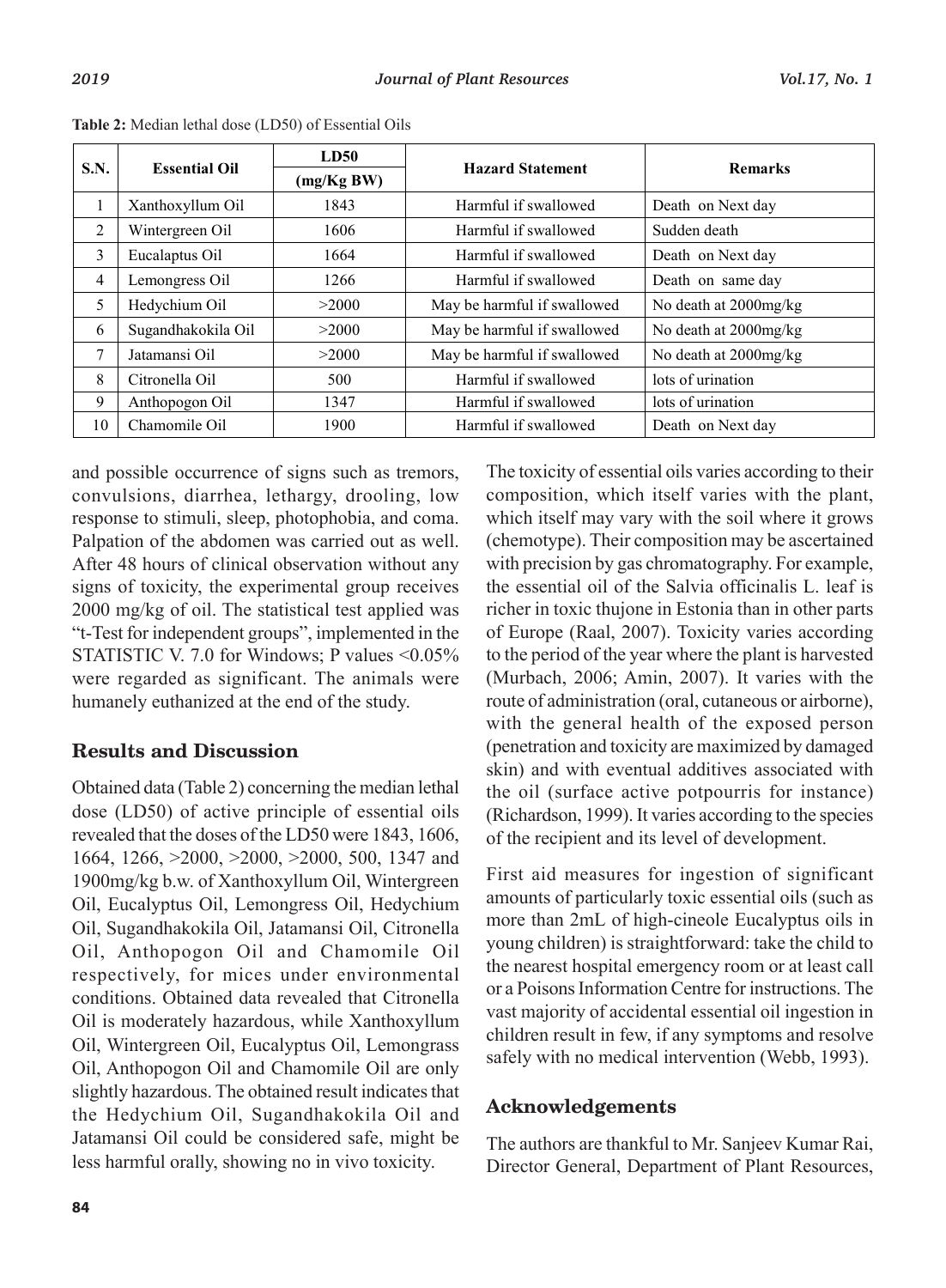**Table 2:** Median lethal dose (LD50) of Essential Oils

| S.N. | Essential Oil | LD50 (mg/Kg BW) | Hazard Statement | Remarks |
|---|---|---|---|---|
| 1 | Xanthoxyllum Oil | 1843 | Harmful if swallowed | Death on Next day |
| 2 | Wintergreen Oil | 1606 | Harmful if swallowed | Sudden death |
| 3 | Eucalaptus Oil | 1664 | Harmful if swallowed | Death on Next day |
| 4 | Lemongress Oil | 1266 | Harmful if swallowed | Death on same day |
| 5 | Hedychium Oil | >2000 | May be harmful if swallowed | No death at 2000mg/kg |
| 6 | Sugandhakokila Oil | >2000 | May be harmful if swallowed | No death at 2000mg/kg |
| 7 | Jatamansi Oil | >2000 | May be harmful if swallowed | No death at 2000mg/kg |
| 8 | Citronella Oil | 500 | Harmful if swallowed | lots of urination |
| 9 | Anthopogon Oil | 1347 | Harmful if swallowed | lots of urination |
| 10 | Chamomile Oil | 1900 | Harmful if swallowed | Death on Next day |

and possible occurrence of signs such as tremors, convulsions, diarrhea, lethargy, drooling, low response to stimuli, sleep, photophobia, and coma. Palpation of the abdomen was carried out as well. After 48 hours of clinical observation without any signs of toxicity, the experimental group receives 2000 mg/kg of oil. The statistical test applied was "t-Test for independent groups", implemented in the STATISTIC V. 7.0 for Windows; P values <0.05% were regarded as significant. The animals were humanely euthanized at the end of the study.

## Results and Discussion

Obtained data (Table 2) concerning the median lethal dose (LD50) of active principle of essential oils revealed that the doses of the LD50 were 1843, 1606, 1664, 1266, >2000, >2000, >2000, 500, 1347 and 1900mg/kg b.w. of Xanthoxyllum Oil, Wintergreen Oil, Eucalyptus Oil, Lemongress Oil, Hedychium Oil, Sugandhakokila Oil, Jatamansi Oil, Citronella Oil, Anthopogon Oil and Chamomile Oil respectively, for mices under environmental conditions. Obtained data revealed that Citronella Oil is moderately hazardous, while Xanthoxyllum Oil, Wintergreen Oil, Eucalyptus Oil, Lemongrass Oil, Anthopogon Oil and Chamomile Oil are only slightly hazardous. The obtained result indicates that the Hedychium Oil, Sugandhakokila Oil and Jatamansi Oil could be considered safe, might be less harmful orally, showing no in vivo toxicity.

The toxicity of essential oils varies according to their composition, which itself varies with the plant, which itself may vary with the soil where it grows (chemotype). Their composition may be ascertained with precision by gas chromatography. For example, the essential oil of the Salvia officinalis L. leaf is richer in toxic thujone in Estonia than in other parts of Europe (Raal, 2007). Toxicity varies according to the period of the year where the plant is harvested (Murbach, 2006; Amin, 2007). It varies with the route of administration (oral, cutaneous or airborne), with the general health of the exposed person (penetration and toxicity are maximized by damaged skin) and with eventual additives associated with the oil (surface active potpourris for instance) (Richardson, 1999). It varies according to the species of the recipient and its level of development.

First aid measures for ingestion of significant amounts of particularly toxic essential oils (such as more than 2mL of high-cineole Eucalyptus oils in young children) is straightforward: take the child to the nearest hospital emergency room or at least call or a Poisons Information Centre for instructions. The vast majority of accidental essential oil ingestion in children result in few, if any symptoms and resolve safely with no medical intervention (Webb, 1993).

## Acknowledgements

The authors are thankful to Mr. Sanjeev Kumar Rai, Director General, Department of Plant Resources,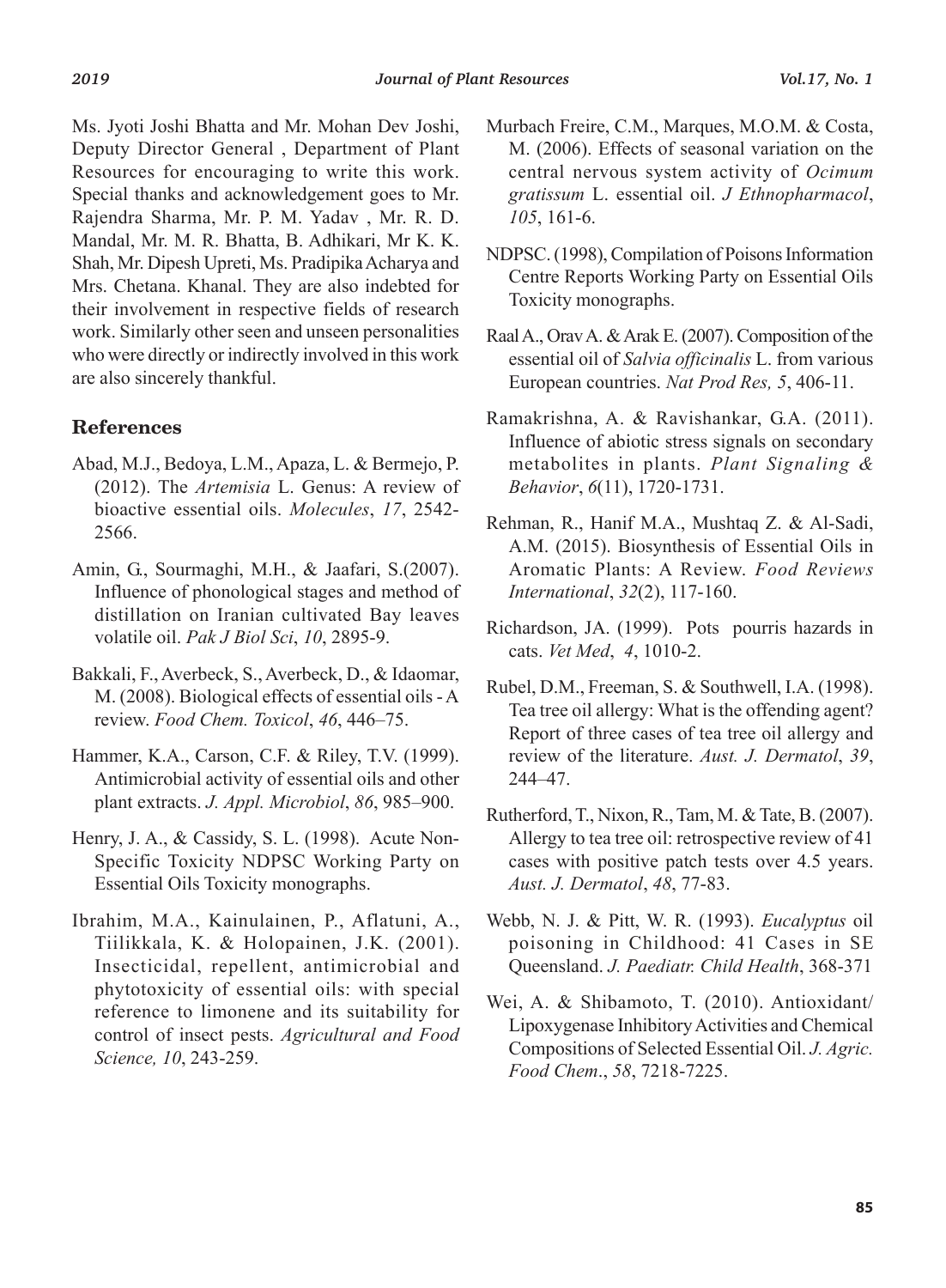Ms. Jyoti Joshi Bhatta and Mr. Mohan Dev Joshi, Deputy Director General , Department of Plant Resources for encouraging to write this work. Special thanks and acknowledgement goes to Mr. Rajendra Sharma, Mr. P. M. Yadav , Mr. R. D. Mandal, Mr. M. R. Bhatta, B. Adhikari, Mr K. K. Shah, Mr. Dipesh Upreti, Ms. Pradipika Acharya and Mrs. Chetana. Khanal. They are also indebted for their involvement in respective fields of research work. Similarly other seen and unseen personalities who were directly or indirectly involved in this work are also sincerely thankful.

## References

Abad, M.J., Bedoya, L.M., Apaza, L. & Bermejo, P. (2012). The *Artemisia* L. Genus: A review of bioactive essential oils. *Molecules*, *17*, 2542-2566.

Amin, G., Sourmaghi, M.H., & Jaafari, S.(2007). Influence of phonological stages and method of distillation on Iranian cultivated Bay leaves volatile oil. *Pak J Biol Sci*, *10*, 2895-9.

Bakkali, F., Averbeck, S., Averbeck, D., & Idaomar, M. (2008). Biological effects of essential oils - A review. *Food Chem. Toxicol*, *46*, 446–75.

Hammer, K.A., Carson, C.F. & Riley, T.V. (1999). Antimicrobial activity of essential oils and other plant extracts. *J. Appl. Microbiol*, *86*, 985–900.

Henry, J. A., & Cassidy, S. L. (1998). Acute Non-Specific Toxicity NDPSC Working Party on Essential Oils Toxicity monographs.

Ibrahim, M.A., Kainulainen, P., Aflatuni, A., Tiilikkala, K. & Holopainen, J.K. (2001). Insecticidal, repellent, antimicrobial and phytotoxicity of essential oils: with special reference to limonene and its suitability for control of insect pests. *Agricultural and Food Science, 10*, 243-259.

Murbach Freire, C.M., Marques, M.O.M. & Costa, M. (2006). Effects of seasonal variation on the central nervous system activity of *Ocimum gratissum* L. essential oil. *J Ethnopharmacol*, *105*, 161-6.

NDPSC. (1998), Compilation of Poisons Information Centre Reports Working Party on Essential Oils Toxicity monographs.

Raal A., Orav A. & Arak E. (2007). Composition of the essential oil of *Salvia officinalis* L. from various European countries. *Nat Prod Res, 5*, 406-11.

Ramakrishna, A. & Ravishankar, G.A. (2011). Influence of abiotic stress signals on secondary metabolites in plants. *Plant Signaling & Behavior*, *6*(11), 1720-1731.

Rehman, R., Hanif M.A., Mushtaq Z. & Al-Sadi, A.M. (2015). Biosynthesis of Essential Oils in Aromatic Plants: A Review. *Food Reviews International*, *32*(2), 117-160.

Richardson, JA. (1999). Pots pourris hazards in cats. *Vet Med*, *4*, 1010-2.

Rubel, D.M., Freeman, S. & Southwell, I.A. (1998). Tea tree oil allergy: What is the offending agent? Report of three cases of tea tree oil allergy and review of the literature. *Aust. J. Dermatol*, *39*, 244–47.

Rutherford, T., Nixon, R., Tam, M. & Tate, B. (2007). Allergy to tea tree oil: retrospective review of 41 cases with positive patch tests over 4.5 years. *Aust. J. Dermatol*, *48*, 77-83.

Webb, N. J. & Pitt, W. R. (1993). *Eucalyptus* oil poisoning in Childhood: 41 Cases in SE Queensland. *J. Paediatr. Child Health*, 368-371

Wei, A. & Shibamoto, T. (2010). Antioxidant/ Lipoxygenase Inhibitory Activities and Chemical Compositions of Selected Essential Oil. *J. Agric. Food Chem*., *58*, 7218-7225.